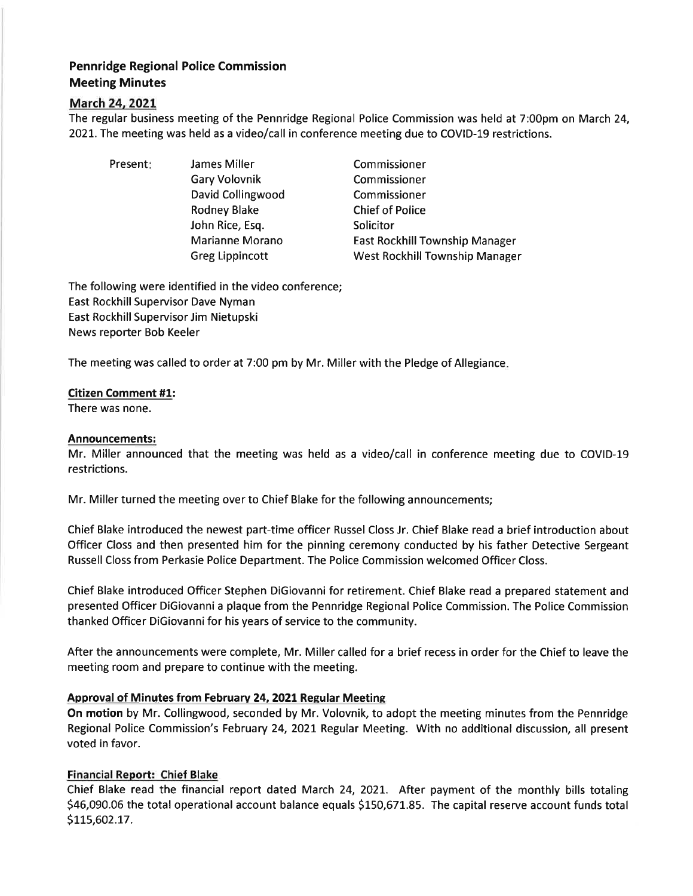# Pennridge Regional Police Commission
# Meeting Minutes

## March 24, 2021

The regular business meeting of the Pennridge Regional Police Commission was held at 7:00pm on March 24, 2021. The meeting was held as a video/call in conference meeting due to COVID-19 restrictions.

| Present: | James Miller | Commissioner |
|---|---|---|
| | Gary Volovnik | Commissioner |
| | David Collingwood | Commissioner |
| | Rodney Blake | Chief of Police |
| | John Rice, Esq. | Solicitor |
| | Marianne Morano | East Rockhill Township Manager |
| | Greg Lippincott | West Rockhill Township Manager |

The following were identified in the video conference;
East Rockhill Supervisor Dave Nyman
East Rockhill Supervisor Jim Nietupski
News reporter Bob Keeler

The meeting was called to order at 7:00 pm by Mr. Miller with the Pledge of Allegiance.

**Citizen Comment #1:**
There was none.

**Announcements:**
Mr. Miller announced that the meeting was held as a video/call in conference meeting due to COVID-19 restrictions.

Mr. Miller turned the meeting over to Chief Blake for the following announcements;

Chief Blake introduced the newest part-time officer Russel Closs Jr. Chief Blake read a brief introduction about Officer Closs and then presented him for the pinning ceremony conducted by his father Detective Sergeant Russell Closs from Perkasie Police Department. The Police Commission welcomed Officer Closs.

Chief Blake introduced Officer Stephen DiGiovanni for retirement. Chief Blake read a prepared statement and presented Officer DiGiovanni a plaque from the Pennridge Regional Police Commission. The Police Commission thanked Officer DiGiovanni for his years of service to the community.

After the announcements were complete, Mr. Miller called for a brief recess in order for the Chief to leave the meeting room and prepare to continue with the meeting.

**Approval of Minutes from February 24, 2021 Regular Meeting**
**On motion** by Mr. Collingwood, seconded by Mr. Volovnik, to adopt the meeting minutes from the Pennridge Regional Police Commission's February 24, 2021 Regular Meeting. With no additional discussion, all present voted in favor.

**Financial Report: Chief Blake**
Chief Blake read the financial report dated March 24, 2021. After payment of the monthly bills totaling $46,090.06 the total operational account balance equals $150,671.85. The capital reserve account funds total $115,602.17.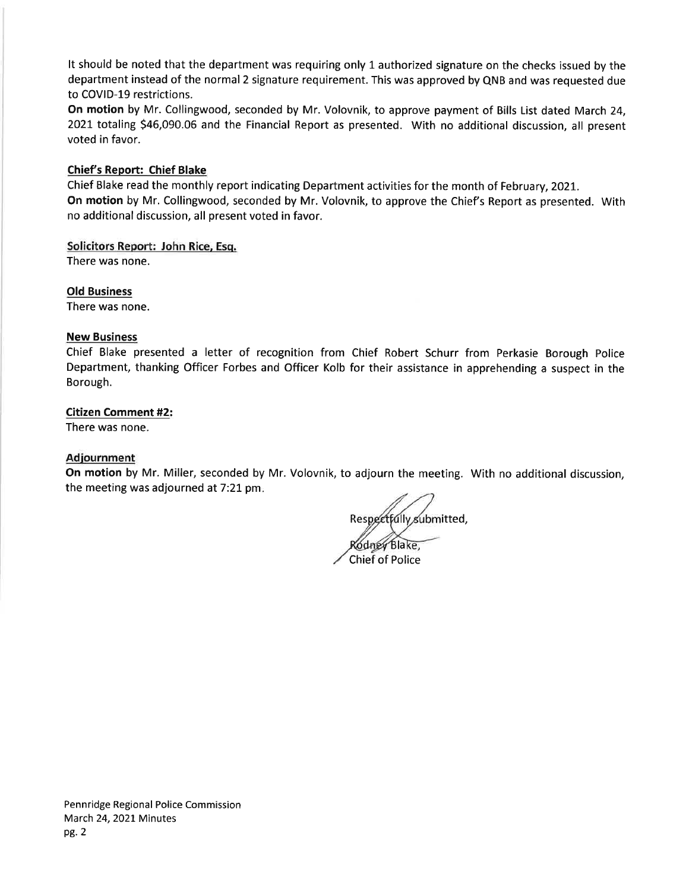It should be noted that the department was requiring only 1 authorized signature on the checks issued by the department instead of the normal 2 signature requirement. This was approved by QNB and was requested due to COVID-19 restrictions.

**On motion** by Mr. Collingwood, seconded by Mr. Volovnik, to approve payment of Bills List dated March 24, 2021 totaling $46,090.06 and the Financial Report as presented. With no additional discussion, all present voted in favor.

**Chief's Report: Chief Blake**

Chief Blake read the monthly report indicating Department activities for the month of February, 2021.

**On motion** by Mr. Collingwood, seconded by Mr. Volovnik, to approve the Chief's Report as presented. With no additional discussion, all present voted in favor.

**Solicitors Report: John Rice, Esq.**

There was none.

**Old Business**

There was none.

**New Business**

Chief Blake presented a letter of recognition from Chief Robert Schurr from Perkasie Borough Police Department, thanking Officer Forbes and Officer Kolb for their assistance in apprehending a suspect in the Borough.

**Citizen Comment #2:**

There was none.

**Adjournment**

**On motion** by Mr. Miller, seconded by Mr. Volovnik, to adjourn the meeting. With no additional discussion, the meeting was adjourned at 7:21 pm.

Respectfully submitted,

Rodney Blake,
Chief of Police

Pennridge Regional Police Commission
March 24, 2021 Minutes